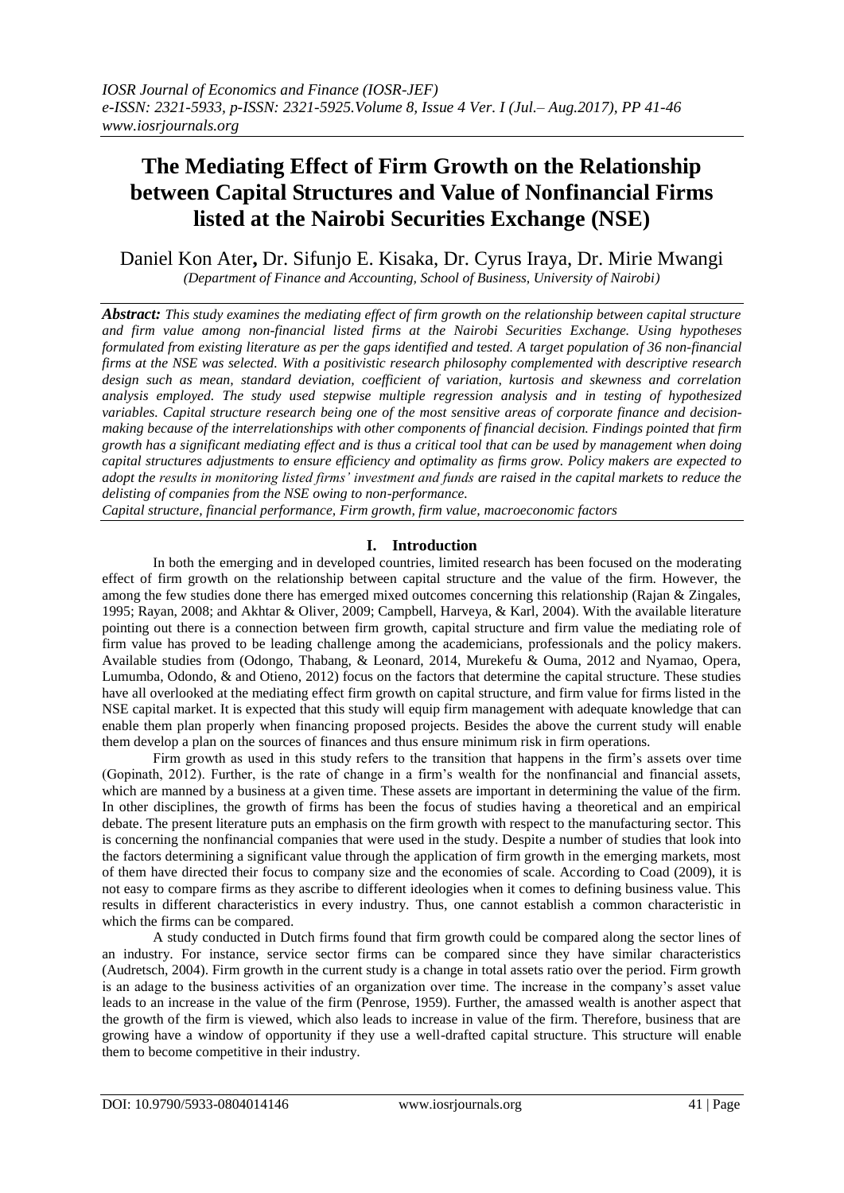# The Mediating Effect of Firm Growth on the Relationship between Capital Structures and Value of Nonfinancial Firms listed at the Nairobi Securities Exchange (NSE)

Daniel Kon Ater**,** Dr. Sifunjo E. Kisaka, Dr. Cyrus Iraya, Dr. Mirie Mwangi

*(Department of Finance and Accounting, School of Business, University of Nairobi)*

***Abstract:*** *This study examines the mediating effect of firm growth on the relationship between capital structure and firm value among non-financial listed firms at the Nairobi Securities Exchange. Using hypotheses formulated from existing literature as per the gaps identified and tested. A target population of 36 non-financial firms at the NSE was selected. With a positivistic research philosophy complemented with descriptive research design such as mean, standard deviation, coefficient of variation, kurtosis and skewness and correlation analysis employed. The study used stepwise multiple regression analysis and in testing of hypothesized variables. Capital structure research being one of the most sensitive areas of corporate finance and decision-making because of the interrelationships with other components of financial decision. Findings pointed that firm growth has a significant mediating effect and is thus a critical tool that can be used by management when doing capital structures adjustments to ensure efficiency and optimality as firms grow. Policy makers are expected to adopt the results in monitoring listed firms' investment and funds are raised in the capital markets to reduce the delisting of companies from the NSE owing to non-performance.*

*Capital structure, financial performance, Firm growth, firm value, macroeconomic factors*

## I. Introduction

In both the emerging and in developed countries, limited research has been focused on the moderating effect of firm growth on the relationship between capital structure and the value of the firm. However, the among the few studies done there has emerged mixed outcomes concerning this relationship (Rajan & Zingales, 1995; Rayan, 2008; and Akhtar & Oliver, 2009; Campbell, Harveya, & Karl, 2004). With the available literature pointing out there is a connection between firm growth, capital structure and firm value the mediating role of firm value has proved to be leading challenge among the academicians, professionals and the policy makers. Available studies from (Odongo, Thabang, & Leonard, 2014, Murekefu & Ouma, 2012 and Nyamao, Opera, Lumumba, Odondo, & and Otieno, 2012) focus on the factors that determine the capital structure. These studies have all overlooked at the mediating effect firm growth on capital structure, and firm value for firms listed in the NSE capital market. It is expected that this study will equip firm management with adequate knowledge that can enable them plan properly when financing proposed projects. Besides the above the current study will enable them develop a plan on the sources of finances and thus ensure minimum risk in firm operations.

Firm growth as used in this study refers to the transition that happens in the firm's assets over time (Gopinath, 2012). Further, is the rate of change in a firm's wealth for the nonfinancial and financial assets, which are manned by a business at a given time. These assets are important in determining the value of the firm. In other disciplines, the growth of firms has been the focus of studies having a theoretical and an empirical debate. The present literature puts an emphasis on the firm growth with respect to the manufacturing sector. This is concerning the nonfinancial companies that were used in the study. Despite a number of studies that look into the factors determining a significant value through the application of firm growth in the emerging markets, most of them have directed their focus to company size and the economies of scale. According to Coad (2009), it is not easy to compare firms as they ascribe to different ideologies when it comes to defining business value. This results in different characteristics in every industry. Thus, one cannot establish a common characteristic in which the firms can be compared.

A study conducted in Dutch firms found that firm growth could be compared along the sector lines of an industry. For instance, service sector firms can be compared since they have similar characteristics (Audretsch, 2004). Firm growth in the current study is a change in total assets ratio over the period. Firm growth is an adage to the business activities of an organization over time. The increase in the company's asset value leads to an increase in the value of the firm (Penrose, 1959). Further, the amassed wealth is another aspect that the growth of the firm is viewed, which also leads to increase in value of the firm. Therefore, business that are growing have a window of opportunity if they use a well-drafted capital structure. This structure will enable them to become competitive in their industry.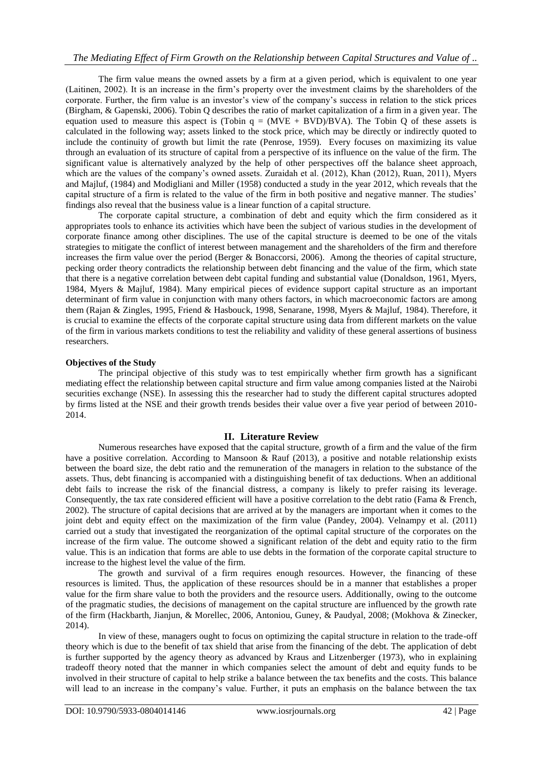The firm value means the owned assets by a firm at a given period, which is equivalent to one year (Laitinen, 2002). It is an increase in the firm's property over the investment claims by the shareholders of the corporate. Further, the firm value is an investor's view of the company's success in relation to the stick prices (Birgham, & Gapenski, 2006). Tobin Q describes the ratio of market capitalization of a firm in a given year. The equation used to measure this aspect is (Tobin q = (MVE + BVD)/BVA). The Tobin Q of these assets is calculated in the following way; assets linked to the stock price, which may be directly or indirectly quoted to include the continuity of growth but limit the rate (Penrose, 1959). Every focuses on maximizing its value through an evaluation of its structure of capital from a perspective of its influence on the value of the firm. The significant value is alternatively analyzed by the help of other perspectives off the balance sheet approach, which are the values of the company's owned assets. Zuraidah et al. (2012), Khan (2012), Ruan, 2011), Myers and Majluf, (1984) and Modigliani and Miller (1958) conducted a study in the year 2012, which reveals that the capital structure of a firm is related to the value of the firm in both positive and negative manner. The studies' findings also reveal that the business value is a linear function of a capital structure.

The corporate capital structure, a combination of debt and equity which the firm considered as it appropriates tools to enhance its activities which have been the subject of various studies in the development of corporate finance among other disciplines. The use of the capital structure is deemed to be one of the vitals strategies to mitigate the conflict of interest between management and the shareholders of the firm and therefore increases the firm value over the period (Berger & Bonaccorsi, 2006). Among the theories of capital structure, pecking order theory contradicts the relationship between debt financing and the value of the firm, which state that there is a negative correlation between debt capital funding and substantial value (Donaldson, 1961, Myers, 1984, Myers & Majluf, 1984). Many empirical pieces of evidence support capital structure as an important determinant of firm value in conjunction with many others factors, in which macroeconomic factors are among them (Rajan & Zingles, 1995, Friend & Hasbouck, 1998, Senarane, 1998, Myers & Majluf, 1984). Therefore, it is crucial to examine the effects of the corporate capital structure using data from different markets on the value of the firm in various markets conditions to test the reliability and validity of these general assertions of business researchers.

**Objectives of the Study**

The principal objective of this study was to test empirically whether firm growth has a significant mediating effect the relationship between capital structure and firm value among companies listed at the Nairobi securities exchange (NSE). In assessing this the researcher had to study the different capital structures adopted by firms listed at the NSE and their growth trends besides their value over a five year period of between 2010-2014.

## II. Literature Review

Numerous researches have exposed that the capital structure, growth of a firm and the value of the firm have a positive correlation. According to Mansoon & Rauf (2013), a positive and notable relationship exists between the board size, the debt ratio and the remuneration of the managers in relation to the substance of the assets. Thus, debt financing is accompanied with a distinguishing benefit of tax deductions. When an additional debt fails to increase the risk of the financial distress, a company is likely to prefer raising its leverage. Consequently, the tax rate considered efficient will have a positive correlation to the debt ratio (Fama & French, 2002). The structure of capital decisions that are arrived at by the managers are important when it comes to the joint debt and equity effect on the maximization of the firm value (Pandey, 2004). Velnampy et al. (2011) carried out a study that investigated the reorganization of the optimal capital structure of the corporates on the increase of the firm value. The outcome showed a significant relation of the debt and equity ratio to the firm value. This is an indication that forms are able to use debts in the formation of the corporate capital structure to increase to the highest level the value of the firm.

The growth and survival of a firm requires enough resources. However, the financing of these resources is limited. Thus, the application of these resources should be in a manner that establishes a proper value for the firm share value to both the providers and the resource users. Additionally, owing to the outcome of the pragmatic studies, the decisions of management on the capital structure are influenced by the growth rate of the firm (Hackbarth, Jianjun, & Morellec, 2006, Antoniou, Guney, & Paudyal, 2008; (Mokhova & Zinecker, 2014).

In view of these, managers ought to focus on optimizing the capital structure in relation to the trade-off theory which is due to the benefit of tax shield that arise from the financing of the debt. The application of debt is further supported by the agency theory as advanced by Kraus and Litzenberger (1973), who in explaining tradeoff theory noted that the manner in which companies select the amount of debt and equity funds to be involved in their structure of capital to help strike a balance between the tax benefits and the costs. This balance will lead to an increase in the company's value. Further, it puts an emphasis on the balance between the tax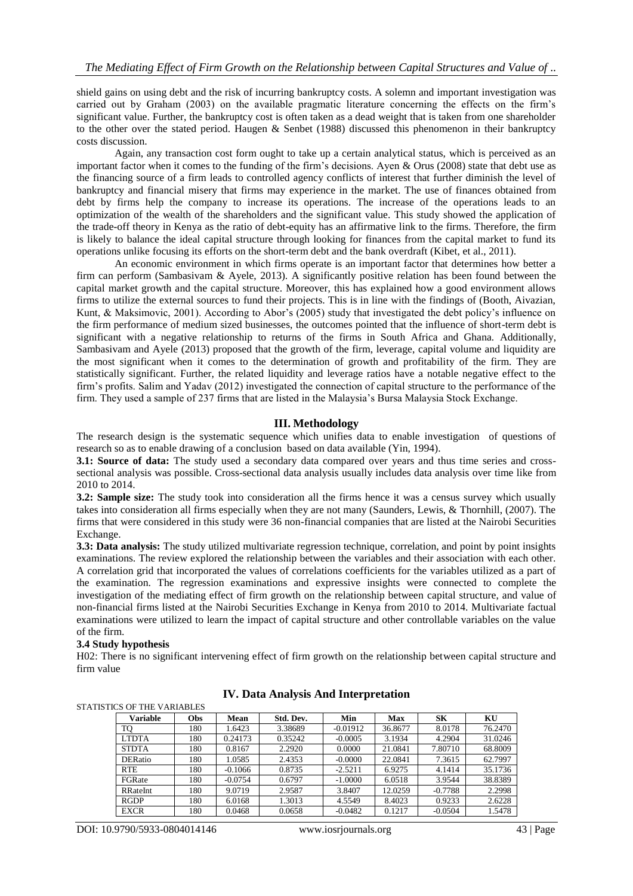shield gains on using debt and the risk of incurring bankruptcy costs. A solemn and important investigation was carried out by Graham (2003) on the available pragmatic literature concerning the effects on the firm's significant value. Further, the bankruptcy cost is often taken as a dead weight that is taken from one shareholder to the other over the stated period. Haugen & Senbet (1988) discussed this phenomenon in their bankruptcy costs discussion.

Again, any transaction cost form ought to take up a certain analytical status, which is perceived as an important factor when it comes to the funding of the firm's decisions. Ayen & Orus (2008) state that debt use as the financing source of a firm leads to controlled agency conflicts of interest that further diminish the level of bankruptcy and financial misery that firms may experience in the market. The use of finances obtained from debt by firms help the company to increase its operations. The increase of the operations leads to an optimization of the wealth of the shareholders and the significant value. This study showed the application of the trade-off theory in Kenya as the ratio of debt-equity has an affirmative link to the firms. Therefore, the firm is likely to balance the ideal capital structure through looking for finances from the capital market to fund its operations unlike focusing its efforts on the short-term debt and the bank overdraft (Kibet, et al., 2011).

An economic environment in which firms operate is an important factor that determines how better a firm can perform (Sambasivam & Ayele, 2013). A significantly positive relation has been found between the capital market growth and the capital structure. Moreover, this has explained how a good environment allows firms to utilize the external sources to fund their projects. This is in line with the findings of (Booth, Aivazian, Kunt, & Maksimovic, 2001). According to Abor's (2005) study that investigated the debt policy's influence on the firm performance of medium sized businesses, the outcomes pointed that the influence of short-term debt is significant with a negative relationship to returns of the firms in South Africa and Ghana. Additionally, Sambasivam and Ayele (2013) proposed that the growth of the firm, leverage, capital volume and liquidity are the most significant when it comes to the determination of growth and profitability of the firm. They are statistically significant. Further, the related liquidity and leverage ratios have a notable negative effect to the firm's profits. Salim and Yadav (2012) investigated the connection of capital structure to the performance of the firm. They used a sample of 237 firms that are listed in the Malaysia's Bursa Malaysia Stock Exchange.

## III. Methodology

The research design is the systematic sequence which unifies data to enable investigation of questions of research so as to enable drawing of a conclusion based on data available (Yin, 1994).

**3.1: Source of data:** The study used a secondary data compared over years and thus time series and cross-sectional analysis was possible. Cross-sectional data analysis usually includes data analysis over time like from 2010 to 2014.

**3.2: Sample size:** The study took into consideration all the firms hence it was a census survey which usually takes into consideration all firms especially when they are not many (Saunders, Lewis, & Thornhill, (2007). The firms that were considered in this study were 36 non-financial companies that are listed at the Nairobi Securities Exchange.

**3.3: Data analysis:** The study utilized multivariate regression technique, correlation, and point by point insights examinations. The review explored the relationship between the variables and their association with each other. A correlation grid that incorporated the values of correlations coefficients for the variables utilized as a part of the examination. The regression examinations and expressive insights were connected to complete the investigation of the mediating effect of firm growth on the relationship between capital structure, and value of non-financial firms listed at the Nairobi Securities Exchange in Kenya from 2010 to 2014. Multivariate factual examinations were utilized to learn the impact of capital structure and other controllable variables on the value of the firm.

### 3.4 Study hypothesis

H02: There is no significant intervening effect of firm growth on the relationship between capital structure and firm value

## IV. Data Analysis And Interpretation

STATISTICS OF THE VARIABLES

| Variable | Obs | Mean | Std. Dev. | Min | Max | SK | KU |
|---|---|---|---|---|---|---|---|
| TQ | 180 | 1.6423 | 3.38689 | -0.01912 | 36.8677 | 8.0178 | 76.2470 |
| LTDTA | 180 | 0.24173 | 0.35242 | -0.0005 | 3.1934 | 4.2904 | 31.0246 |
| STDTA | 180 | 0.8167 | 2.2920 | 0.0000 | 21.0841 | 7.80710 | 68.8009 |
| DERatio | 180 | 1.0585 | 2.4353 | -0.0000 | 22.0841 | 7.3615 | 62.7997 |
| RTE | 180 | -0.1066 | 0.8735 | -2.5211 | 6.9275 | 4.1414 | 35.1736 |
| FGRate | 180 | -0.0754 | 0.6797 | -1.0000 | 6.0518 | 3.9544 | 38.8389 |
| RRateInt | 180 | 9.0719 | 2.9587 | 3.8407 | 12.0259 | -0.7788 | 2.2998 |
| RGDP | 180 | 6.0168 | 1.3013 | 4.5549 | 8.4023 | 0.9233 | 2.6228 |
| EXCR | 180 | 0.0468 | 0.0658 | -0.0482 | 0.1217 | -0.0504 | 1.5478 |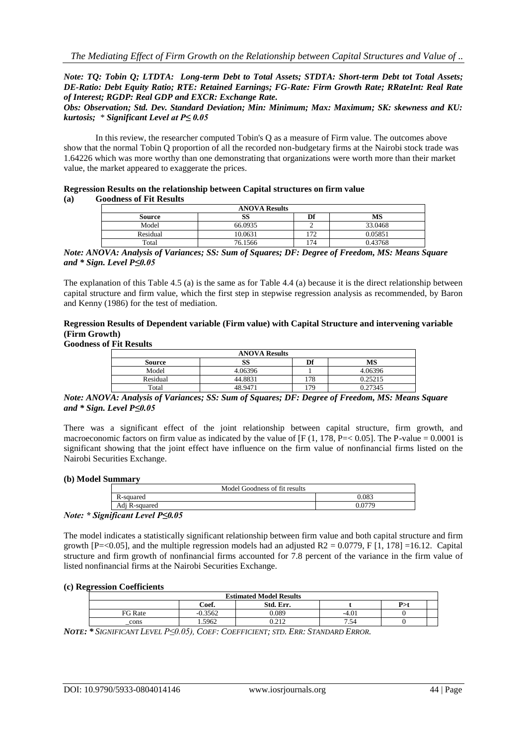*Note: TQ: Tobin Q; LTDTA: Long-term Debt to Total Assets; STDTA: Short-term Debt tot Total Assets; DE-Ratio: Debt Equity Ratio; RTE: Retained Earnings; FG-Rate: Firm Growth Rate; RRateInt: Real Rate of Interest; RGDP: Real GDP and EXCR: Exchange Rate.*
*Obs: Observation; Std. Dev. Standard Deviation; Min: Minimum; Max: Maximum; SK: skewness and KU: kurtosis; * Significant Level at P≤ 0.05*

In this review, the researcher computed Tobin's Q as a measure of Firm value. The outcomes above show that the normal Tobin Q proportion of all the recorded non-budgetary firms at the Nairobi stock trade was 1.64226 which was more worthy than one demonstrating that organizations were worth more than their market value, the market appeared to exaggerate the prices.

**Regression Results on the relationship between Capital structures on firm value**

**(a) Goodness of Fit Results**

| ANOVA Results | | | |
|---|---|---|---|
| **Source** | **SS** | **Df** | **MS** |
| Model | 66.0935 | 2 | 33.0468 |
| Residual | 10.0631 | 172 | 0.05851 |
| Total | 76.1566 | 174 | 0.43768 |

*Note: ANOVA: Analysis of Variances; SS: Sum of Squares; DF: Degree of Freedom, MS: Means Square and * Sign. Level P≤0.05*

The explanation of this Table 4.5 (a) is the same as for Table 4.4 (a) because it is the direct relationship between capital structure and firm value, which the first step in stepwise regression analysis as recommended, by Baron and Kenny (1986) for the test of mediation.

**Regression Results of Dependent variable (Firm value) with Capital Structure and intervening variable (Firm Growth)**

**Goodness of Fit Results**

| ANOVA Results | | | |
|---|---|---|---|
| **Source** | **SS** | **Df** | **MS** |
| Model | 4.06396 | 1 | 4.06396 |
| Residual | 44.8831 | 178 | 0.25215 |
| Total | 48.9471 | 179 | 0.27345 |

*Note: ANOVA: Analysis of Variances; SS: Sum of Squares; DF: Degree of Freedom, MS: Means Square and * Sign. Level P≤0.05*

There was a significant effect of the joint relationship between capital structure, firm growth, and macroeconomic factors on firm value as indicated by the value of [F (1, 178, P=< 0.05]. The P-value = 0.0001 is significant showing that the joint effect have influence on the firm value of nonfinancial firms listed on the Nairobi Securities Exchange.

**(b) Model Summary**

| Model Goodness of fit results | |
|---|---|
| R-squared | 0.083 |
| Adj R-squared | 0.0779 |

*Note: * Significant Level P≤0.05*

The model indicates a statistically significant relationship between firm value and both capital structure and firm growth [P=<0.05], and the multiple regression models had an adjusted R2 = 0.0779, F [1, 178] =16.12. Capital structure and firm growth of nonfinancial firms accounted for 7.8 percent of the variance in the firm value of listed nonfinancial firms at the Nairobi Securities Exchange.

**(c) Regression Coefficients**

| Estimated Model Results | | | | | |
|---|---|---|---|---|---|
| | **Coef.** | **Std. Err.** | **t** | **P>t** | |
| FG Rate | -0.3562 | 0.089 | -4.01 | 0 | |
| _cons | 1.5962 | 0.212 | 7.54 | 0 | |

***NOTE: * SIGNIFICANT LEVEL P≤0.05), COEF: COEFFICIENT; STD. ERR: STANDARD ERROR.***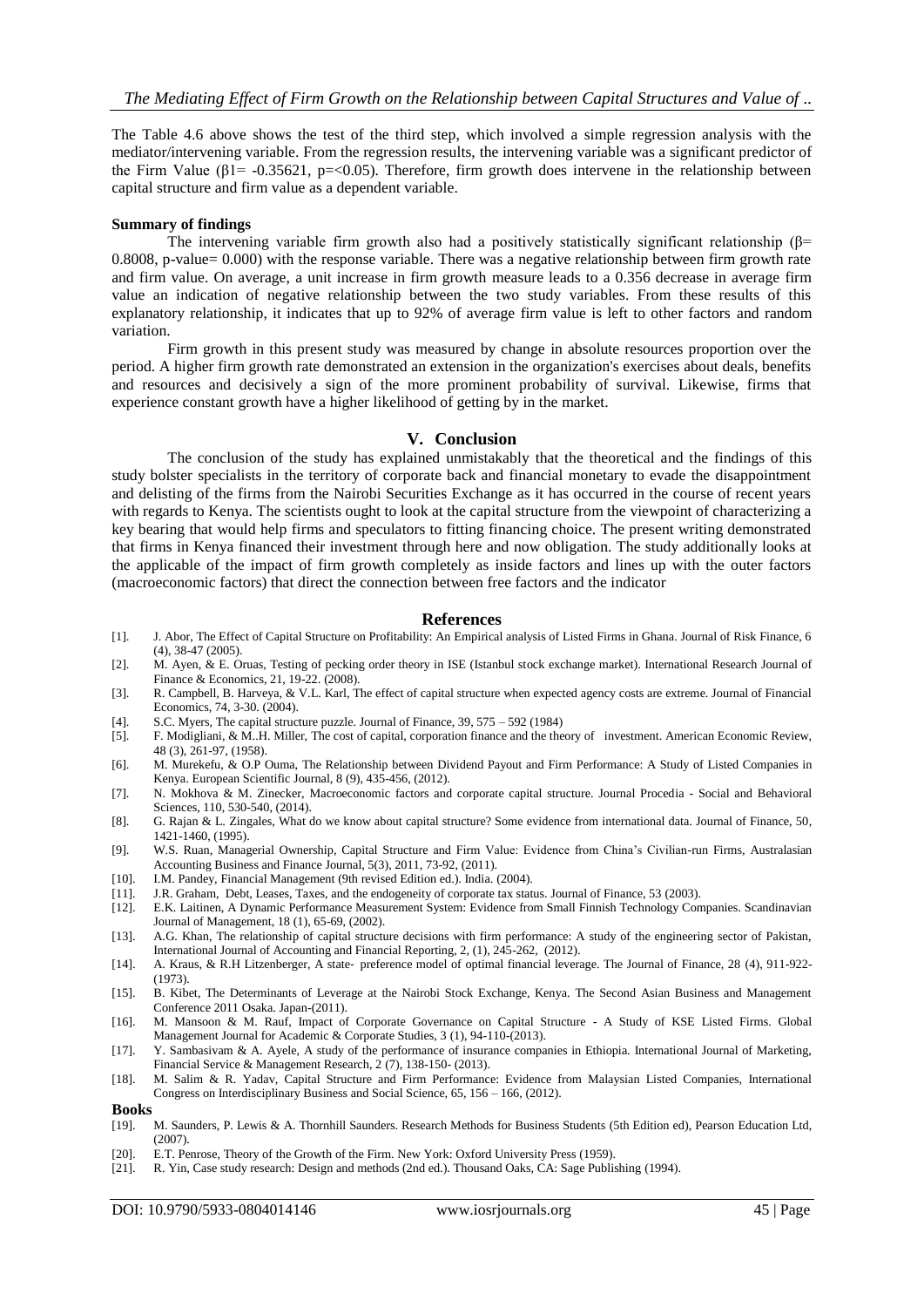The Table 4.6 above shows the test of the third step, which involved a simple regression analysis with the mediator/intervening variable. From the regression results, the intervening variable was a significant predictor of the Firm Value ($\beta1= -0.35621$, $p=<0.05$). Therefore, firm growth does intervene in the relationship between capital structure and firm value as a dependent variable.

**Summary of findings**

The intervening variable firm growth also had a positively statistically significant relationship ($\beta= 0.8008$, p-value= 0.000) with the response variable. There was a negative relationship between firm growth rate and firm value. On average, a unit increase in firm growth measure leads to a 0.356 decrease in average firm value an indication of negative relationship between the two study variables. From these results of this explanatory relationship, it indicates that up to 92% of average firm value is left to other factors and random variation.

Firm growth in this present study was measured by change in absolute resources proportion over the period. A higher firm growth rate demonstrated an extension in the organization's exercises about deals, benefits and resources and decisively a sign of the more prominent probability of survival. Likewise, firms that experience constant growth have a higher likelihood of getting by in the market.

## V. Conclusion

The conclusion of the study has explained unmistakably that the theoretical and the findings of this study bolster specialists in the territory of corporate back and financial monetary to evade the disappointment and delisting of the firms from the Nairobi Securities Exchange as it has occurred in the course of recent years with regards to Kenya. The scientists ought to look at the capital structure from the viewpoint of characterizing a key bearing that would help firms and speculators to fitting financing choice. The present writing demonstrated that firms in Kenya financed their investment through here and now obligation. The study additionally looks at the applicable of the impact of firm growth completely as inside factors and lines up with the outer factors (macroeconomic factors) that direct the connection between free factors and the indicator

## References

[1]. J. Abor, The Effect of Capital Structure on Profitability: An Empirical analysis of Listed Firms in Ghana. Journal of Risk Finance, 6 (4), 38-47 (2005).

[2]. M. Ayen, & E. Oruas, Testing of pecking order theory in ISE (Istanbul stock exchange market). International Research Journal of Finance & Economics, 21, 19-22. (2008).

[3]. R. Campbell, B. Harveya, & V.L. Karl, The effect of capital structure when expected agency costs are extreme. Journal of Financial Economics, 74, 3-30. (2004).

[4]. S.C. Myers, The capital structure puzzle. Journal of Finance, 39, 575 – 592 (1984)

[5]. F. Modigliani, & M..H. Miller, The cost of capital, corporation finance and the theory of investment. American Economic Review, 48 (3), 261-97, (1958).

[6]. M. Murekefu, & O.P Ouma, The Relationship between Dividend Payout and Firm Performance: A Study of Listed Companies in Kenya. European Scientific Journal, 8 (9), 435-456, (2012).

[7]. N. Mokhova & M. Zinecker, Macroeconomic factors and corporate capital structure. Journal Procedia - Social and Behavioral Sciences, 110, 530-540, (2014).

[8]. G. Rajan & L. Zingales, What do we know about capital structure? Some evidence from international data. Journal of Finance, 50, 1421-1460, (1995).

[9]. W.S. Ruan, Managerial Ownership, Capital Structure and Firm Value: Evidence from China's Civilian-run Firms, Australasian Accounting Business and Finance Journal, 5(3), 2011, 73-92, (2011).

[10]. I.M. Pandey, Financial Management (9th revised Edition ed.). India. (2004).

[11]. J.R. Graham, Debt, Leases, Taxes, and the endogeneity of corporate tax status. Journal of Finance, 53 (2003).

[12]. E.K. Laitinen, A Dynamic Performance Measurement System: Evidence from Small Finnish Technology Companies. Scandinavian Journal of Management, 18 (1), 65-69, (2002).

[13]. A.G. Khan, The relationship of capital structure decisions with firm performance: A study of the engineering sector of Pakistan, International Journal of Accounting and Financial Reporting, 2, (1), 245-262, (2012).

[14]. A. Kraus, & R.H Litzenberger, A state- preference model of optimal financial leverage. The Journal of Finance, 28 (4), 911-922- (1973).

[15]. B. Kibet, The Determinants of Leverage at the Nairobi Stock Exchange, Kenya. The Second Asian Business and Management Conference 2011 Osaka. Japan-(2011).

[16]. M. Mansoon & M. Rauf, Impact of Corporate Governance on Capital Structure - A Study of KSE Listed Firms. Global Management Journal for Academic & Corporate Studies, 3 (1), 94-110-(2013).

[17]. Y. Sambasivam & A. Ayele, A study of the performance of insurance companies in Ethiopia. International Journal of Marketing, Financial Service & Management Research, 2 (7), 138-150- (2013).

[18]. M. Salim & R. Yadav, Capital Structure and Firm Performance: Evidence from Malaysian Listed Companies, International Congress on Interdisciplinary Business and Social Science, 65, 156 – 166, (2012).

**Books**

[19]. M. Saunders, P. Lewis & A. Thornhill Saunders. Research Methods for Business Students (5th Edition ed), Pearson Education Ltd, (2007).

[20]. E.T. Penrose, Theory of the Growth of the Firm. New York: Oxford University Press (1959).

[21]. R. Yin, Case study research: Design and methods (2nd ed.). Thousand Oaks, CA: Sage Publishing (1994).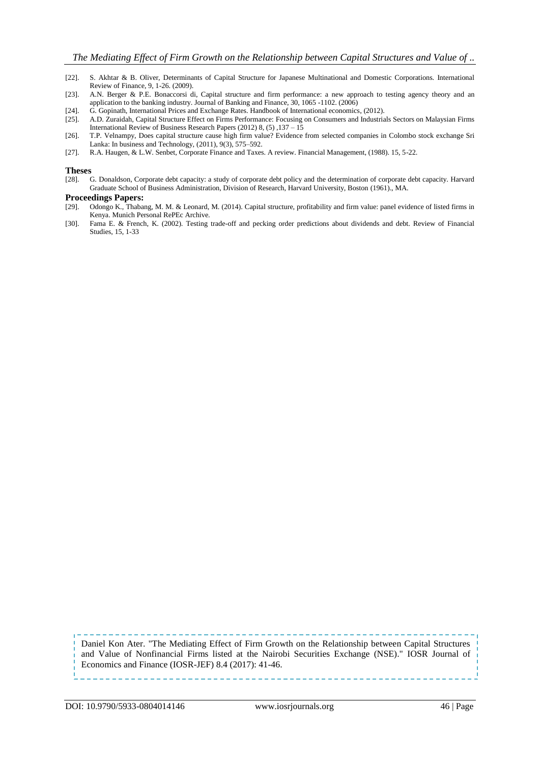[22]. S. Akhtar & B. Oliver, Determinants of Capital Structure for Japanese Multinational and Domestic Corporations. International Review of Finance, 9, 1-26. (2009).

[23]. A.N. Berger & P.E. Bonaccorsi di, Capital structure and firm performance: a new approach to testing agency theory and an application to the banking industry. Journal of Banking and Finance, 30, 1065 -1102. (2006)

[24]. G. Gopinath, International Prices and Exchange Rates. Handbook of International economics, (2012).

[25]. A.D. Zuraidah, Capital Structure Effect on Firms Performance: Focusing on Consumers and Industrials Sectors on Malaysian Firms International Review of Business Research Papers (2012) 8, (5) ,137 – 15

[26]. T.P. Velnampy, Does capital structure cause high firm value? Evidence from selected companies in Colombo stock exchange Sri Lanka: In business and Technology, (2011), 9(3), 575–592.

[27]. R.A. Haugen, & L.W. Senbet, Corporate Finance and Taxes. A review. Financial Management, (1988). 15, 5-22.

**Theses**

[28]. G. Donaldson, Corporate debt capacity: a study of corporate debt policy and the determination of corporate debt capacity. Harvard Graduate School of Business Administration, Division of Research, Harvard University, Boston (1961)., MA.

**Proceedings Papers:**

[29]. Odongo K., Thabang, M. M. & Leonard, M. (2014). Capital structure, profitability and firm value: panel evidence of listed firms in Kenya. Munich Personal RePEc Archive.

[30]. Fama E. & French, K. (2002). Testing trade-off and pecking order predictions about dividends and debt. Review of Financial Studies, 15, 1-33

Daniel Kon Ater. "The Mediating Effect of Firm Growth on the Relationship between Capital Structures and Value of Nonfinancial Firms listed at the Nairobi Securities Exchange (NSE)." IOSR Journal of Economics and Finance (IOSR-JEF) 8.4 (2017): 41-46.